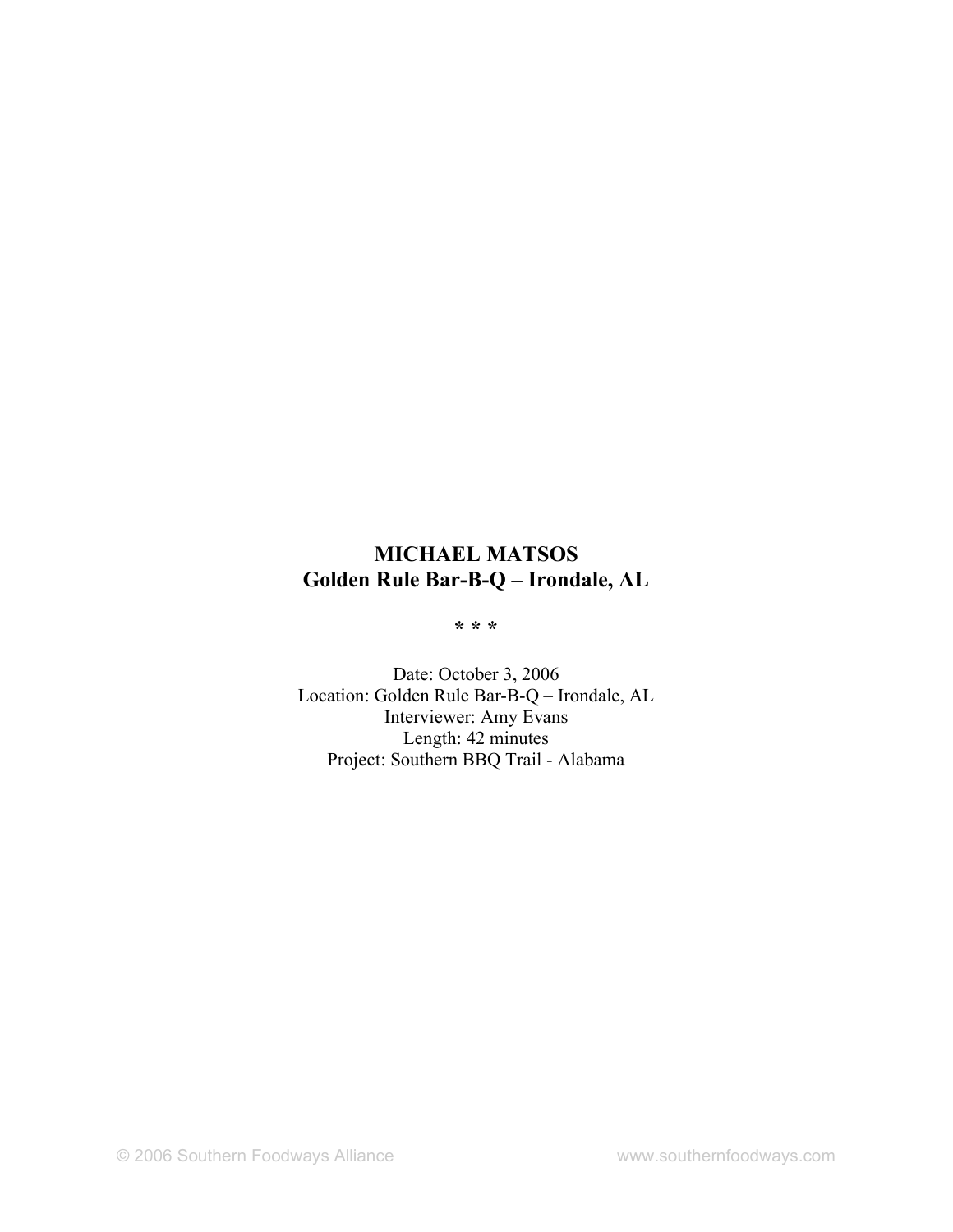# MICHAEL MATSOS
# Golden Rule Bar-B-Q – Irondale, AL

* * *

Date: October 3, 2006
Location: Golden Rule Bar-B-Q – Irondale, AL
Interviewer: Amy Evans
Length: 42 minutes
Project: Southern BBQ Trail - Alabama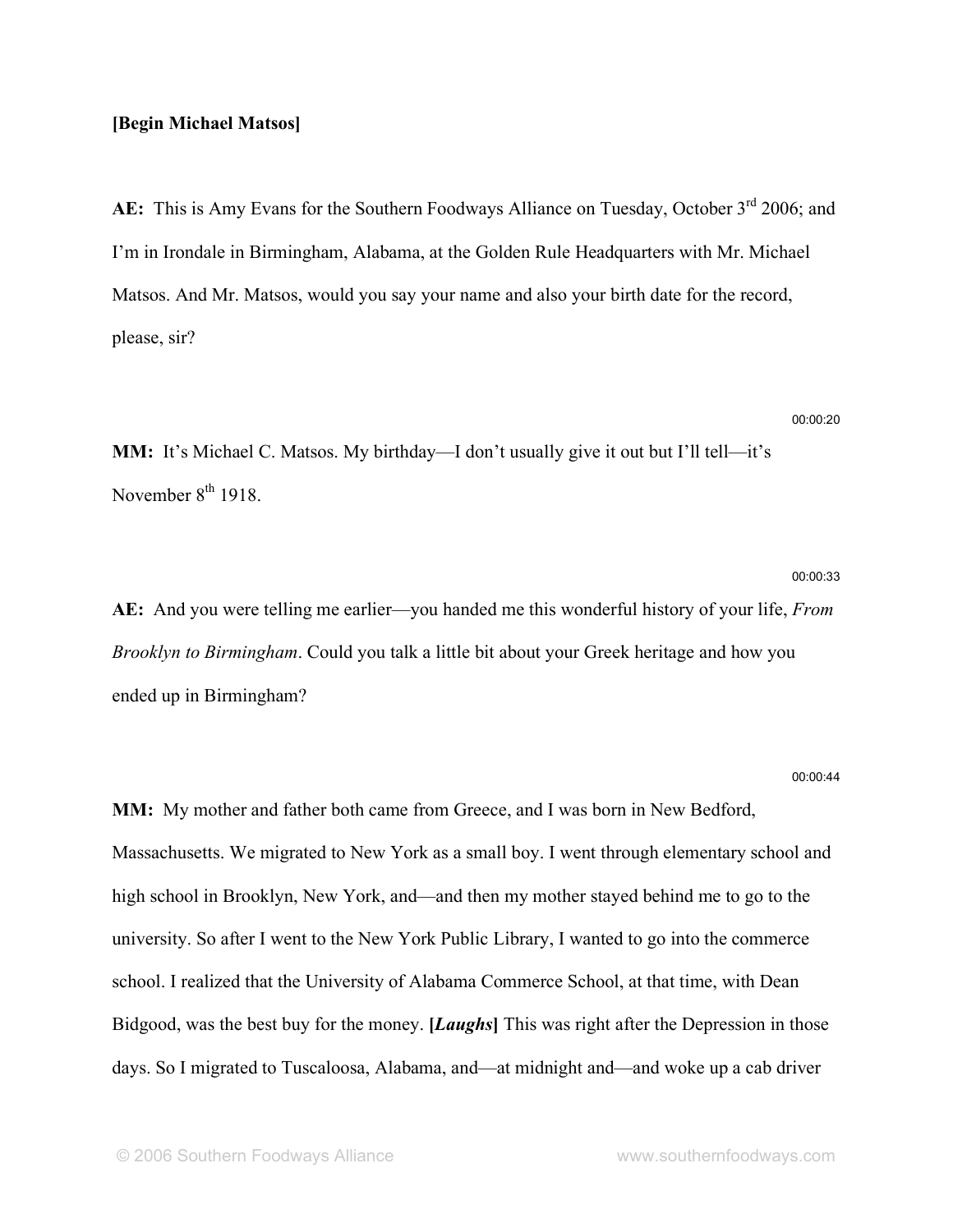**[Begin Michael Matsos]**

**AE:** This is Amy Evans for the Southern Foodways Alliance on Tuesday, October 3rd 2006; and I'm in Irondale in Birmingham, Alabama, at the Golden Rule Headquarters with Mr. Michael Matsos. And Mr. Matsos, would you say your name and also your birth date for the record, please, sir?

00:00:20

**MM:** It's Michael C. Matsos. My birthday—I don't usually give it out but I'll tell—it's November 8th 1918.

00:00:33

**AE:** And you were telling me earlier—you handed me this wonderful history of your life, *From Brooklyn to Birmingham*. Could you talk a little bit about your Greek heritage and how you ended up in Birmingham?

00:00:44

**MM:** My mother and father both came from Greece, and I was born in New Bedford, Massachusetts. We migrated to New York as a small boy. I went through elementary school and high school in Brooklyn, New York, and—and then my mother stayed behind me to go to the university. So after I went to the New York Public Library, I wanted to go into the commerce school. I realized that the University of Alabama Commerce School, at that time, with Dean Bidgood, was the best buy for the money. **[*Laughs*]** This was right after the Depression in those days. So I migrated to Tuscaloosa, Alabama, and—at midnight and—and woke up a cab driver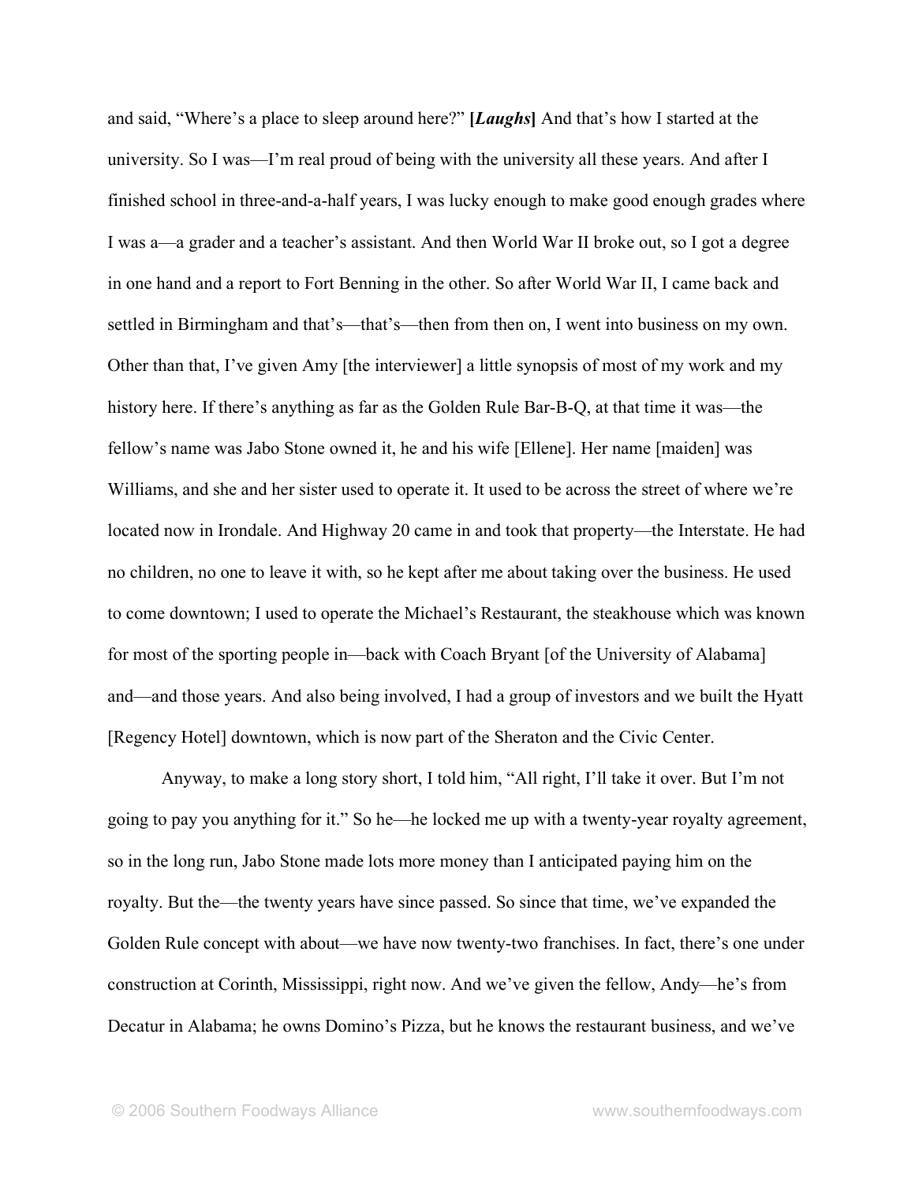and said, "Where's a place to sleep around here?" ***[Laughs]*** And that's how I started at the university. So I was—I'm real proud of being with the university all these years. And after I finished school in three-and-a-half years, I was lucky enough to make good enough grades where I was a—a grader and a teacher's assistant. And then World War II broke out, so I got a degree in one hand and a report to Fort Benning in the other. So after World War II, I came back and settled in Birmingham and that's—that's—then from then on, I went into business on my own. Other than that, I've given Amy [the interviewer] a little synopsis of most of my work and my history here. If there's anything as far as the Golden Rule Bar-B-Q, at that time it was—the fellow's name was Jabo Stone owned it, he and his wife [Ellene]. Her name [maiden] was Williams, and she and her sister used to operate it. It used to be across the street of where we're located now in Irondale. And Highway 20 came in and took that property—the Interstate. He had no children, no one to leave it with, so he kept after me about taking over the business. He used to come downtown; I used to operate the Michael's Restaurant, the steakhouse which was known for most of the sporting people in—back with Coach Bryant [of the University of Alabama] and—and those years. And also being involved, I had a group of investors and we built the Hyatt [Regency Hotel] downtown, which is now part of the Sheraton and the Civic Center.

Anyway, to make a long story short, I told him, "All right, I'll take it over. But I'm not going to pay you anything for it." So he—he locked me up with a twenty-year royalty agreement, so in the long run, Jabo Stone made lots more money than I anticipated paying him on the royalty. But the—the twenty years have since passed. So since that time, we've expanded the Golden Rule concept with about—we have now twenty-two franchises. In fact, there's one under construction at Corinth, Mississippi, right now. And we've given the fellow, Andy—he's from Decatur in Alabama; he owns Domino's Pizza, but he knows the restaurant business, and we've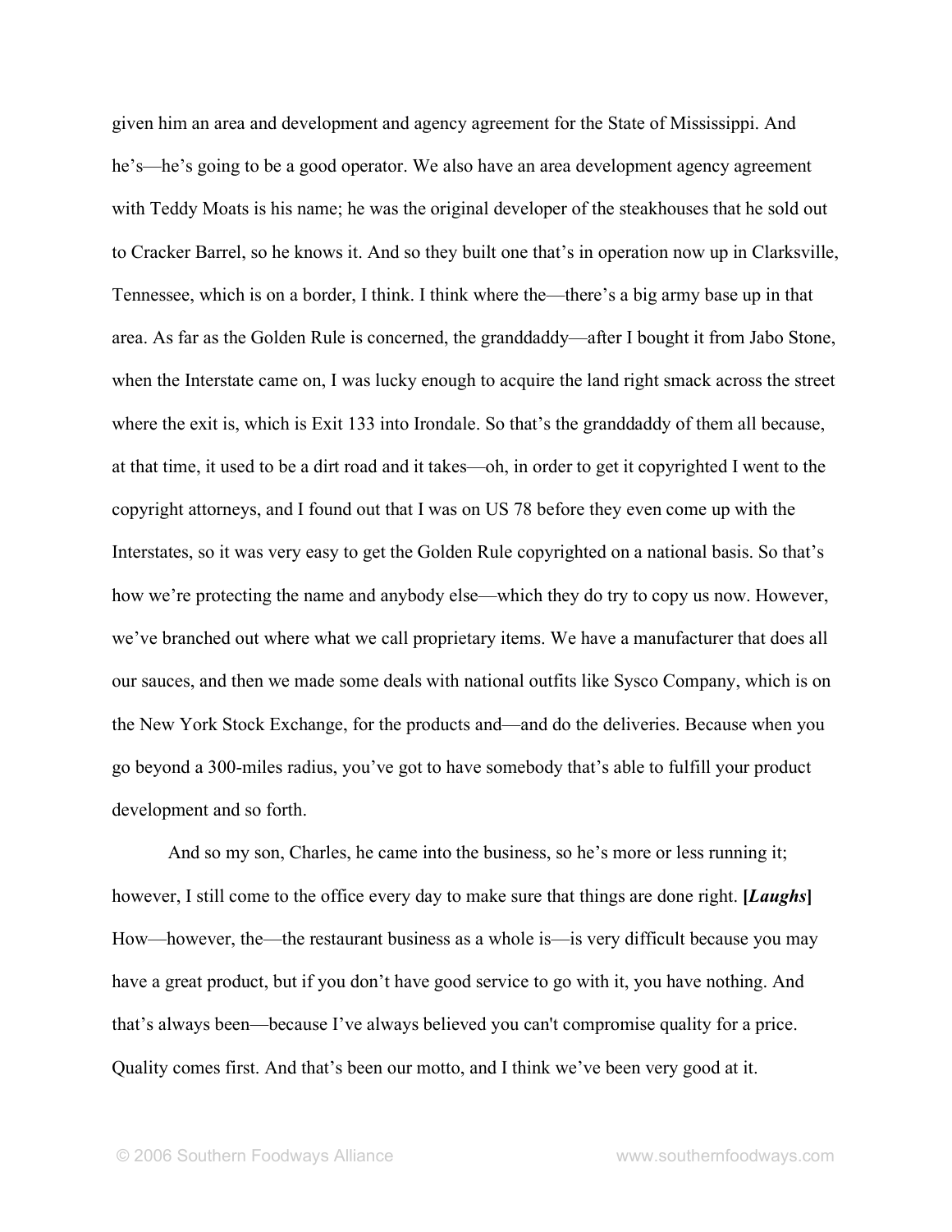given him an area and development and agency agreement for the State of Mississippi. And he's—he's going to be a good operator. We also have an area development agency agreement with Teddy Moats is his name; he was the original developer of the steakhouses that he sold out to Cracker Barrel, so he knows it. And so they built one that's in operation now up in Clarksville, Tennessee, which is on a border, I think. I think where the—there's a big army base up in that area. As far as the Golden Rule is concerned, the granddaddy—after I bought it from Jabo Stone, when the Interstate came on, I was lucky enough to acquire the land right smack across the street where the exit is, which is Exit 133 into Irondale. So that's the granddaddy of them all because, at that time, it used to be a dirt road and it takes—oh, in order to get it copyrighted I went to the copyright attorneys, and I found out that I was on US 78 before they even come up with the Interstates, so it was very easy to get the Golden Rule copyrighted on a national basis. So that's how we're protecting the name and anybody else—which they do try to copy us now. However, we've branched out where what we call proprietary items. We have a manufacturer that does all our sauces, and then we made some deals with national outfits like Sysco Company, which is on the New York Stock Exchange, for the products and—and do the deliveries. Because when you go beyond a 300-miles radius, you've got to have somebody that's able to fulfill your product development and so forth.

And so my son, Charles, he came into the business, so he's more or less running it; however, I still come to the office every day to make sure that things are done right. **[*Laughs*]** How—however, the—the restaurant business as a whole is—is very difficult because you may have a great product, but if you don't have good service to go with it, you have nothing. And that's always been—because I've always believed you can't compromise quality for a price. Quality comes first. And that's been our motto, and I think we've been very good at it.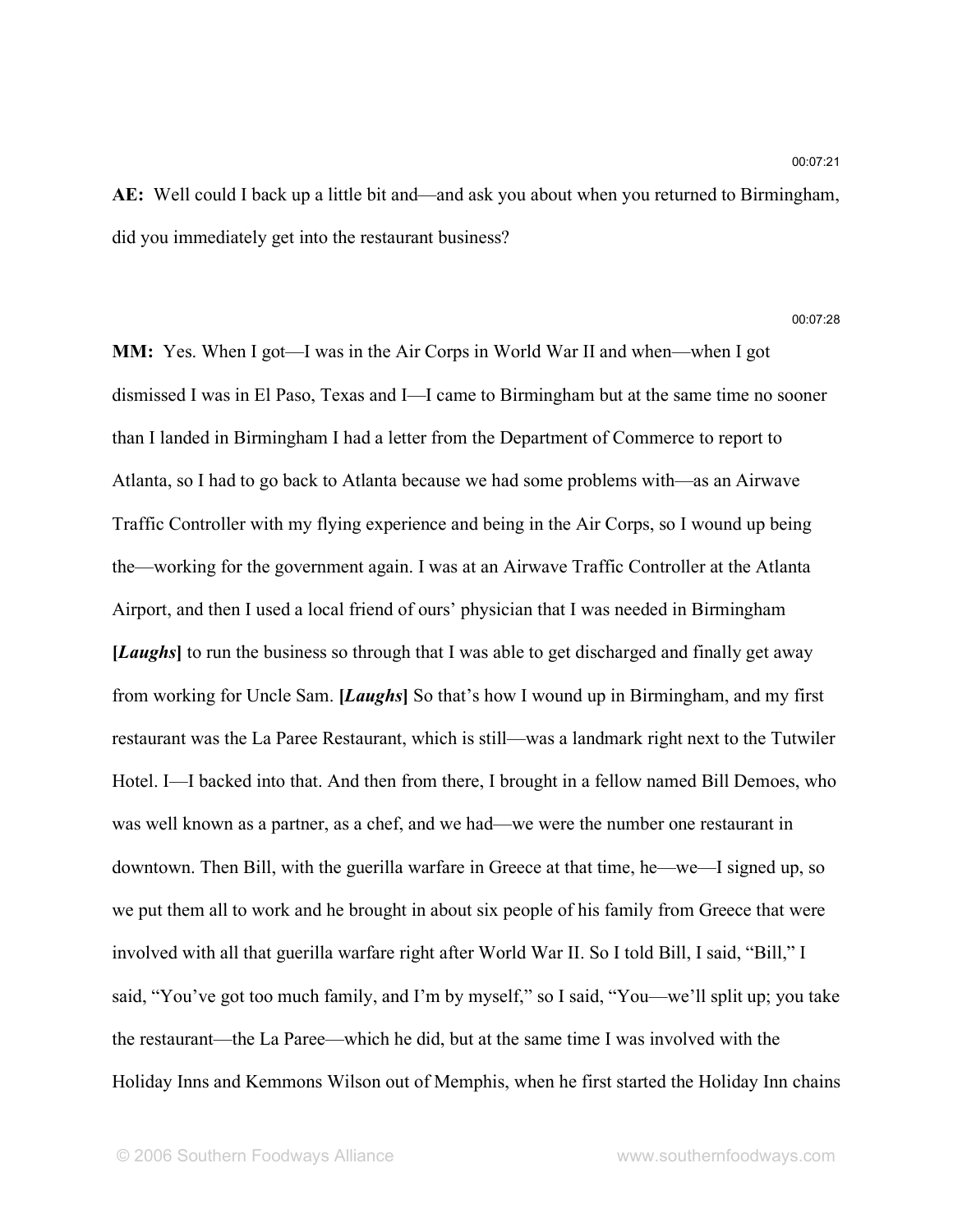00:07:21

**AE:** Well could I back up a little bit and—and ask you about when you returned to Birmingham, did you immediately get into the restaurant business?

00:07:28

**MM:** Yes. When I got—I was in the Air Corps in World War II and when—when I got dismissed I was in El Paso, Texas and I—I came to Birmingham but at the same time no sooner than I landed in Birmingham I had a letter from the Department of Commerce to report to Atlanta, so I had to go back to Atlanta because we had some problems with—as an Airwave Traffic Controller with my flying experience and being in the Air Corps, so I wound up being the—working for the government again. I was at an Airwave Traffic Controller at the Atlanta Airport, and then I used a local friend of ours' physician that I was needed in Birmingham **[*Laughs*]** to run the business so through that I was able to get discharged and finally get away from working for Uncle Sam. **[*Laughs*]** So that's how I wound up in Birmingham, and my first restaurant was the La Paree Restaurant, which is still—was a landmark right next to the Tutwiler Hotel. I—I backed into that. And then from there, I brought in a fellow named Bill Demoes, who was well known as a partner, as a chef, and we had—we were the number one restaurant in downtown. Then Bill, with the guerilla warfare in Greece at that time, he—we—I signed up, so we put them all to work and he brought in about six people of his family from Greece that were involved with all that guerilla warfare right after World War II. So I told Bill, I said, "Bill," I said, "You've got too much family, and I'm by myself," so I said, "You—we'll split up; you take the restaurant—the La Paree—which he did, but at the same time I was involved with the Holiday Inns and Kemmons Wilson out of Memphis, when he first started the Holiday Inn chains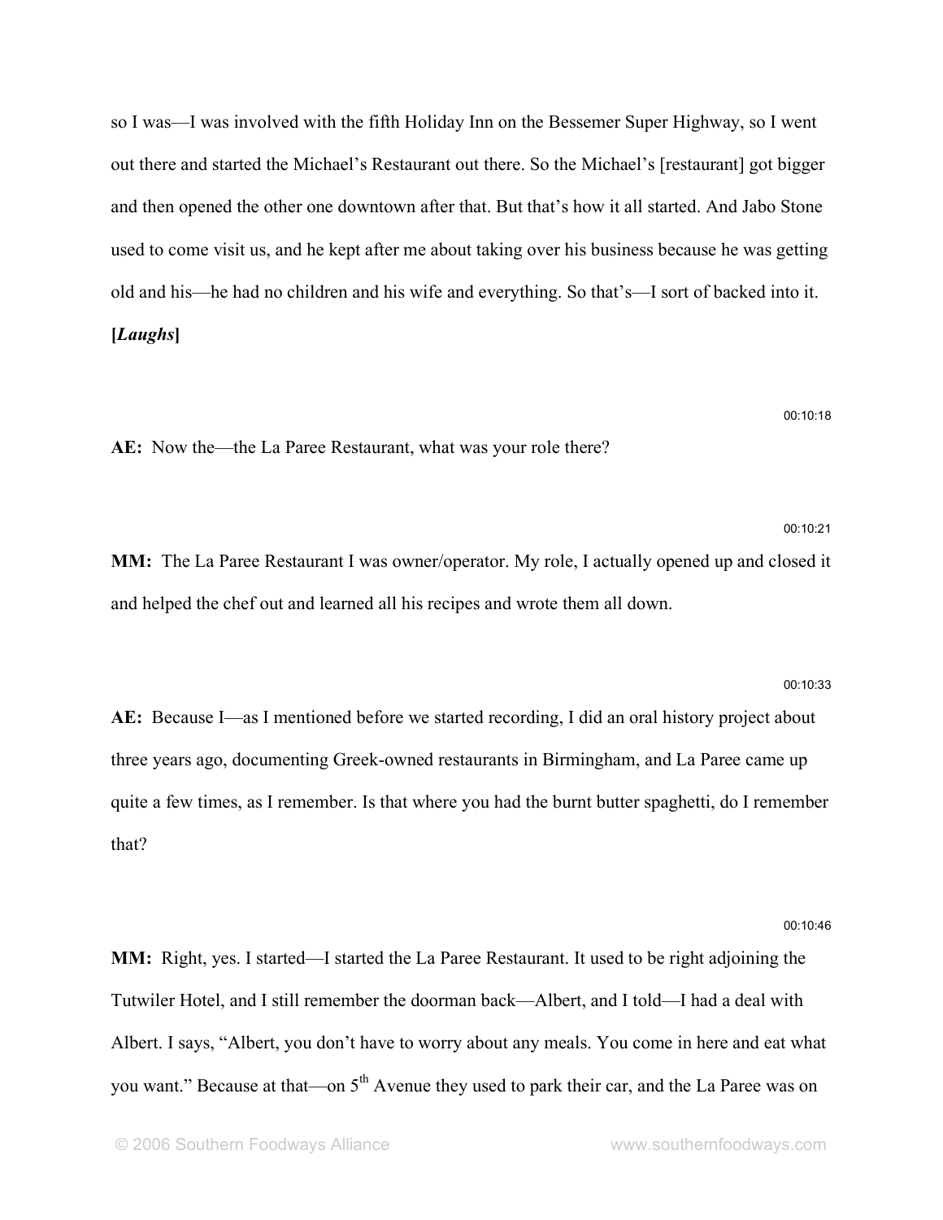so I was—I was involved with the fifth Holiday Inn on the Bessemer Super Highway, so I went out there and started the Michael's Restaurant out there. So the Michael's [restaurant] got bigger and then opened the other one downtown after that. But that's how it all started. And Jabo Stone used to come visit us, and he kept after me about taking over his business because he was getting old and his—he had no children and his wife and everything. So that's—I sort of backed into it. **[*Laughs*]**

00:10:18

**AE:** Now the—the La Paree Restaurant, what was your role there?

00:10:21

**MM:** The La Paree Restaurant I was owner/operator. My role, I actually opened up and closed it and helped the chef out and learned all his recipes and wrote them all down.

00:10:33

**AE:** Because I—as I mentioned before we started recording, I did an oral history project about three years ago, documenting Greek-owned restaurants in Birmingham, and La Paree came up quite a few times, as I remember. Is that where you had the burnt butter spaghetti, do I remember that?

00:10:46

**MM:** Right, yes. I started—I started the La Paree Restaurant. It used to be right adjoining the Tutwiler Hotel, and I still remember the doorman back—Albert, and I told—I had a deal with Albert. I says, "Albert, you don't have to worry about any meals. You come in here and eat what you want." Because at that—on 5th Avenue they used to park their car, and the La Paree was on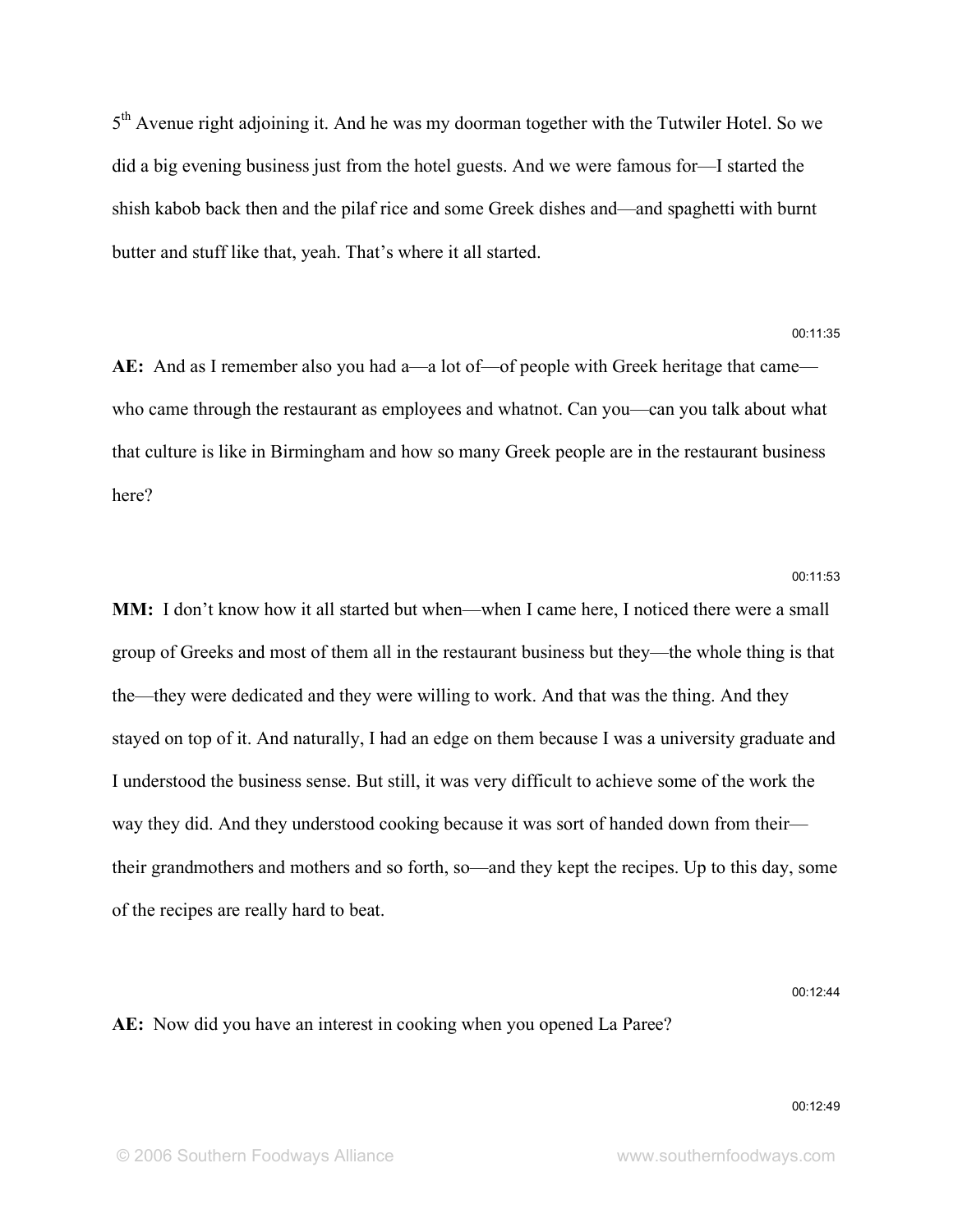5th Avenue right adjoining it. And he was my doorman together with the Tutwiler Hotel. So we did a big evening business just from the hotel guests. And we were famous for—I started the shish kabob back then and the pilaf rice and some Greek dishes and—and spaghetti with burnt butter and stuff like that, yeah. That's where it all started.

00:11:35

**AE:** And as I remember also you had a—a lot of—of people with Greek heritage that came—who came through the restaurant as employees and whatnot. Can you—can you talk about what that culture is like in Birmingham and how so many Greek people are in the restaurant business here?

00:11:53

**MM:** I don't know how it all started but when—when I came here, I noticed there were a small group of Greeks and most of them all in the restaurant business but they—the whole thing is that the—they were dedicated and they were willing to work. And that was the thing. And they stayed on top of it. And naturally, I had an edge on them because I was a university graduate and I understood the business sense. But still, it was very difficult to achieve some of the work the way they did. And they understood cooking because it was sort of handed down from their—their grandmothers and mothers and so forth, so—and they kept the recipes. Up to this day, some of the recipes are really hard to beat.

00:12:44

**AE:** Now did you have an interest in cooking when you opened La Paree?

00:12:49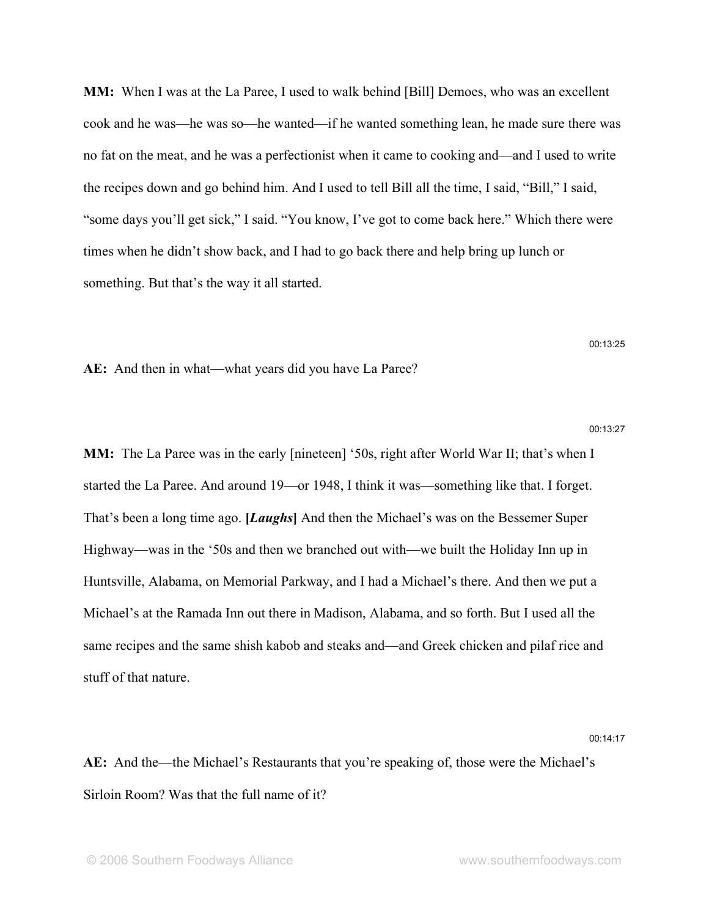**MM:** When I was at the La Paree, I used to walk behind [Bill] Demoes, who was an excellent cook and he was—he was so—he wanted—if he wanted something lean, he made sure there was no fat on the meat, and he was a perfectionist when it came to cooking and—and I used to write the recipes down and go behind him. And I used to tell Bill all the time, I said, "Bill," I said, "some days you'll get sick," I said. "You know, I've got to come back here." Which there were times when he didn't show back, and I had to go back there and help bring up lunch or something. But that's the way it all started.

00:13:25

**AE:** And then in what—what years did you have La Paree?

00:13:27

**MM:** The La Paree was in the early [nineteen] '50s, right after World War II; that's when I started the La Paree. And around 19—or 1948, I think it was—something like that. I forget. That's been a long time ago. **[*Laughs*]** And then the Michael's was on the Bessemer Super Highway—was in the '50s and then we branched out with—we built the Holiday Inn up in Huntsville, Alabama, on Memorial Parkway, and I had a Michael's there. And then we put a Michael's at the Ramada Inn out there in Madison, Alabama, and so forth. But I used all the same recipes and the same shish kabob and steaks and—and Greek chicken and pilaf rice and stuff of that nature.

00:14:17

**AE:** And the—the Michael's Restaurants that you're speaking of, those were the Michael's Sirloin Room? Was that the full name of it?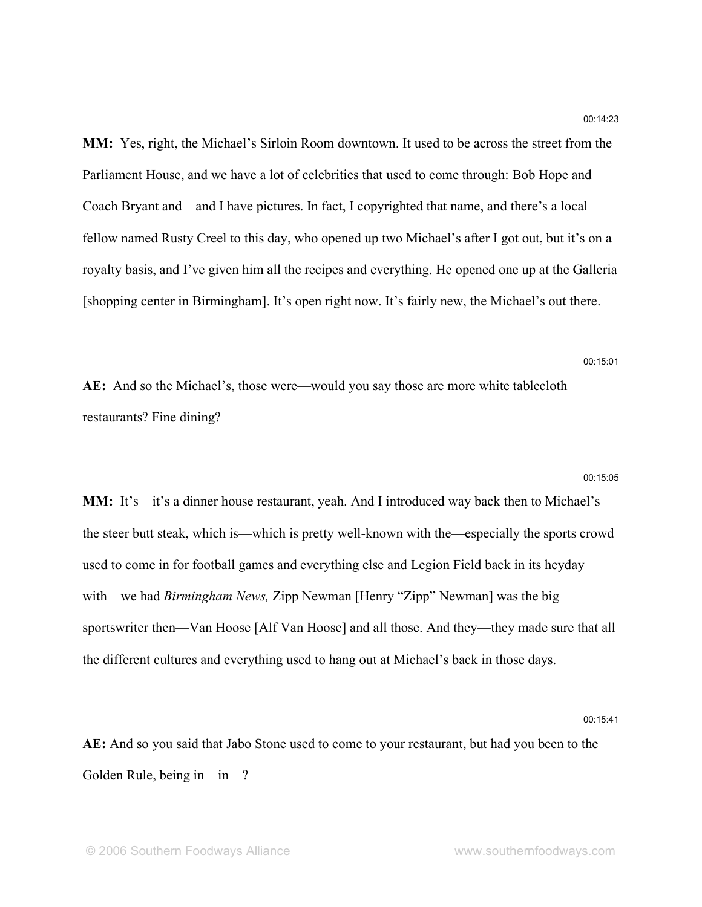00:14:23

**MM:** Yes, right, the Michael's Sirloin Room downtown. It used to be across the street from the Parliament House, and we have a lot of celebrities that used to come through: Bob Hope and Coach Bryant and—and I have pictures. In fact, I copyrighted that name, and there's a local fellow named Rusty Creel to this day, who opened up two Michael's after I got out, but it's on a royalty basis, and I've given him all the recipes and everything. He opened one up at the Galleria [shopping center in Birmingham]. It's open right now. It's fairly new, the Michael's out there.

00:15:01

**AE:** And so the Michael's, those were—would you say those are more white tablecloth restaurants? Fine dining?

00:15:05

**MM:** It's—it's a dinner house restaurant, yeah. And I introduced way back then to Michael's the steer butt steak, which is—which is pretty well-known with the—especially the sports crowd used to come in for football games and everything else and Legion Field back in its heyday with—we had *Birmingham News,* Zipp Newman [Henry "Zipp" Newman] was the big sportswriter then—Van Hoose [Alf Van Hoose] and all those. And they—they made sure that all the different cultures and everything used to hang out at Michael's back in those days.

00:15:41

**AE:** And so you said that Jabo Stone used to come to your restaurant, but had you been to the Golden Rule, being in—in—?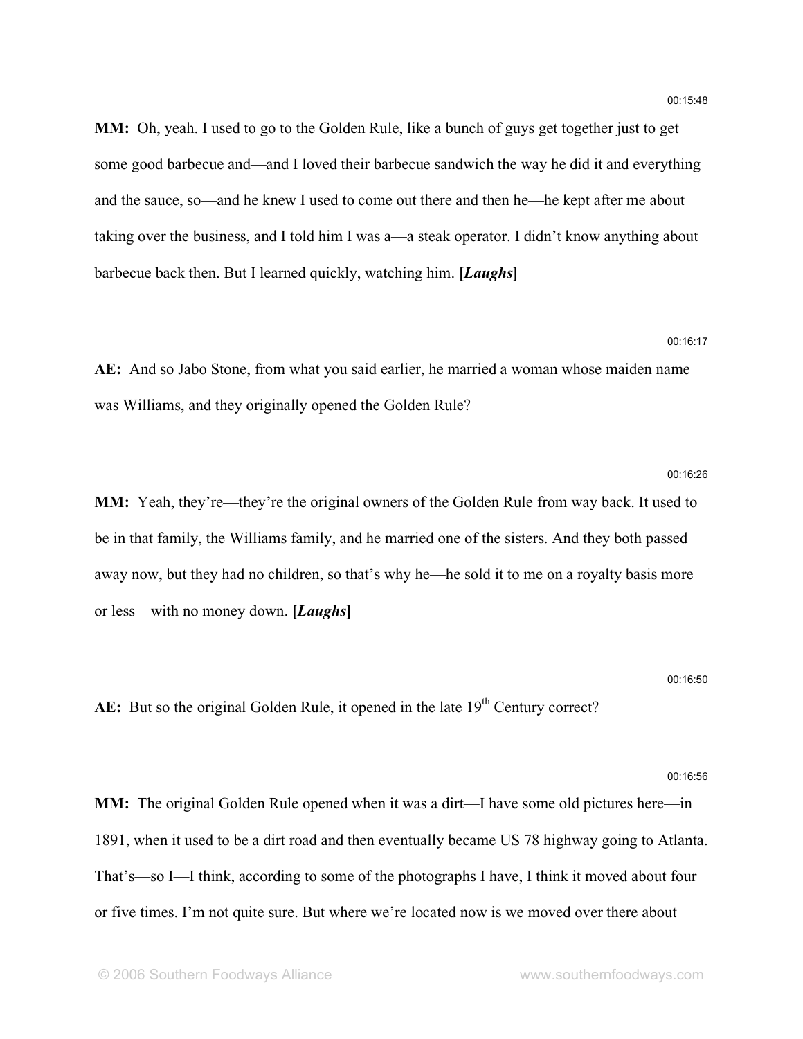00:15:48

**MM:** Oh, yeah. I used to go to the Golden Rule, like a bunch of guys get together just to get some good barbecue and—and I loved their barbecue sandwich the way he did it and everything and the sauce, so—and he knew I used to come out there and then he—he kept after me about taking over the business, and I told him I was a—a steak operator. I didn't know anything about barbecue back then. But I learned quickly, watching him. **[*Laughs*]**

00:16:17

**AE:** And so Jabo Stone, from what you said earlier, he married a woman whose maiden name was Williams, and they originally opened the Golden Rule?

00:16:26

**MM:** Yeah, they're—they're the original owners of the Golden Rule from way back. It used to be in that family, the Williams family, and he married one of the sisters. And they both passed away now, but they had no children, so that's why he—he sold it to me on a royalty basis more or less—with no money down. **[*Laughs*]**

00:16:50

**AE:** But so the original Golden Rule, it opened in the late $19^{th}$ Century correct?

00:16:56

**MM:** The original Golden Rule opened when it was a dirt—I have some old pictures here—in 1891, when it used to be a dirt road and then eventually became US 78 highway going to Atlanta. That's—so I—I think, according to some of the photographs I have, I think it moved about four or five times. I'm not quite sure. But where we're located now is we moved over there about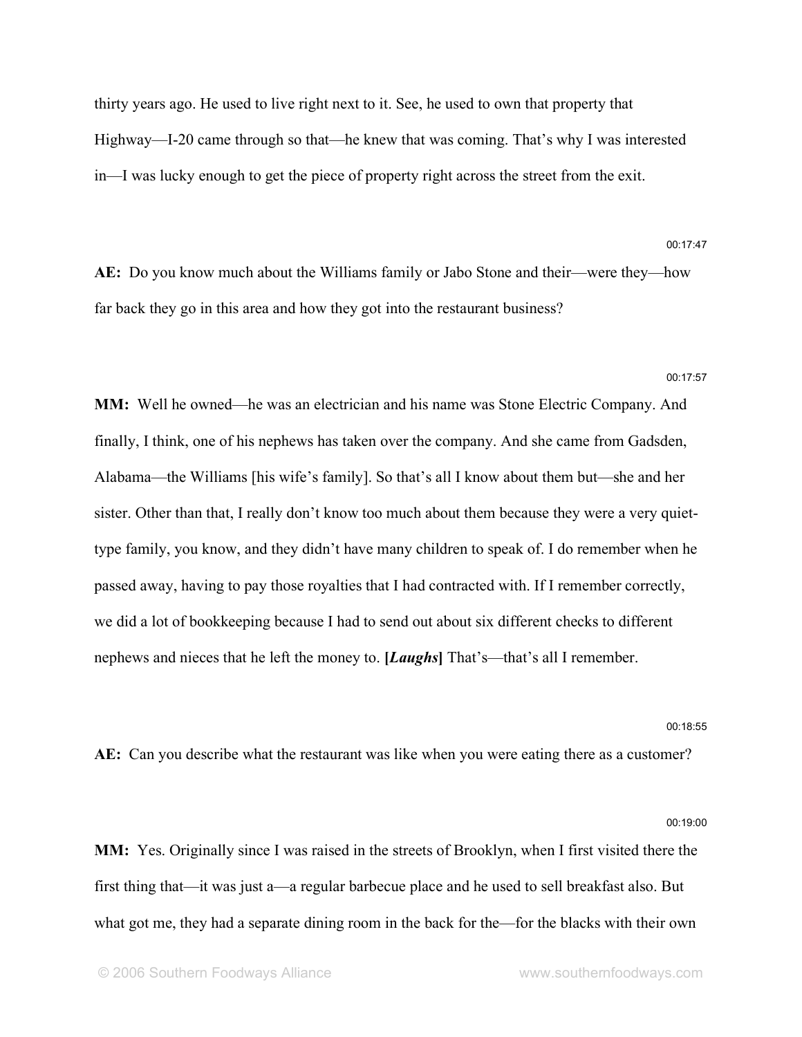thirty years ago. He used to live right next to it. See, he used to own that property that Highway—I-20 came through so that—he knew that was coming. That's why I was interested in—I was lucky enough to get the piece of property right across the street from the exit.

00:17:47

**AE:** Do you know much about the Williams family or Jabo Stone and their—were they—how far back they go in this area and how they got into the restaurant business?

00:17:57

**MM:** Well he owned—he was an electrician and his name was Stone Electric Company. And finally, I think, one of his nephews has taken over the company. And she came from Gadsden, Alabama—the Williams [his wife's family]. So that's all I know about them but—she and her sister. Other than that, I really don't know too much about them because they were a very quiet-type family, you know, and they didn't have many children to speak of. I do remember when he passed away, having to pay those royalties that I had contracted with. If I remember correctly, we did a lot of bookkeeping because I had to send out about six different checks to different nephews and nieces that he left the money to. **[*Laughs*]** That's—that's all I remember.

00:18:55

**AE:** Can you describe what the restaurant was like when you were eating there as a customer?

00:19:00

**MM:** Yes. Originally since I was raised in the streets of Brooklyn, when I first visited there the first thing that—it was just a—a regular barbecue place and he used to sell breakfast also. But what got me, they had a separate dining room in the back for the—for the blacks with their own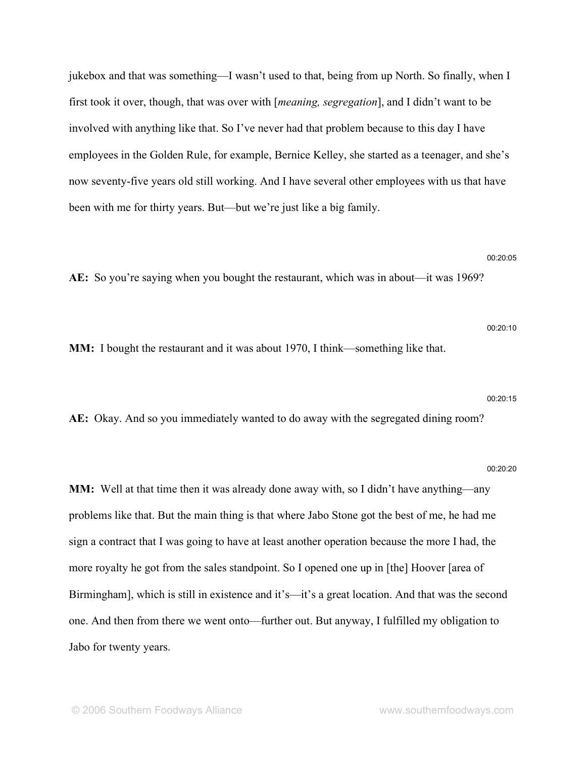jukebox and that was something—I wasn't used to that, being from up North. So finally, when I first took it over, though, that was over with [*meaning, segregation*], and I didn't want to be involved with anything like that. So I've never had that problem because to this day I have employees in the Golden Rule, for example, Bernice Kelley, she started as a teenager, and she's now seventy-five years old still working. And I have several other employees with us that have been with me for thirty years. But—but we're just like a big family.

00:20:05

**AE:** So you're saying when you bought the restaurant, which was in about—it was 1969?

00:20:10

**MM:** I bought the restaurant and it was about 1970, I think—something like that.

00:20:15

**AE:** Okay. And so you immediately wanted to do away with the segregated dining room?

00:20:20

**MM:** Well at that time then it was already done away with, so I didn't have anything—any problems like that. But the main thing is that where Jabo Stone got the best of me, he had me sign a contract that I was going to have at least another operation because the more I had, the more royalty he got from the sales standpoint. So I opened one up in [the] Hoover [area of Birmingham], which is still in existence and it's—it's a great location. And that was the second one. And then from there we went onto—further out. But anyway, I fulfilled my obligation to Jabo for twenty years.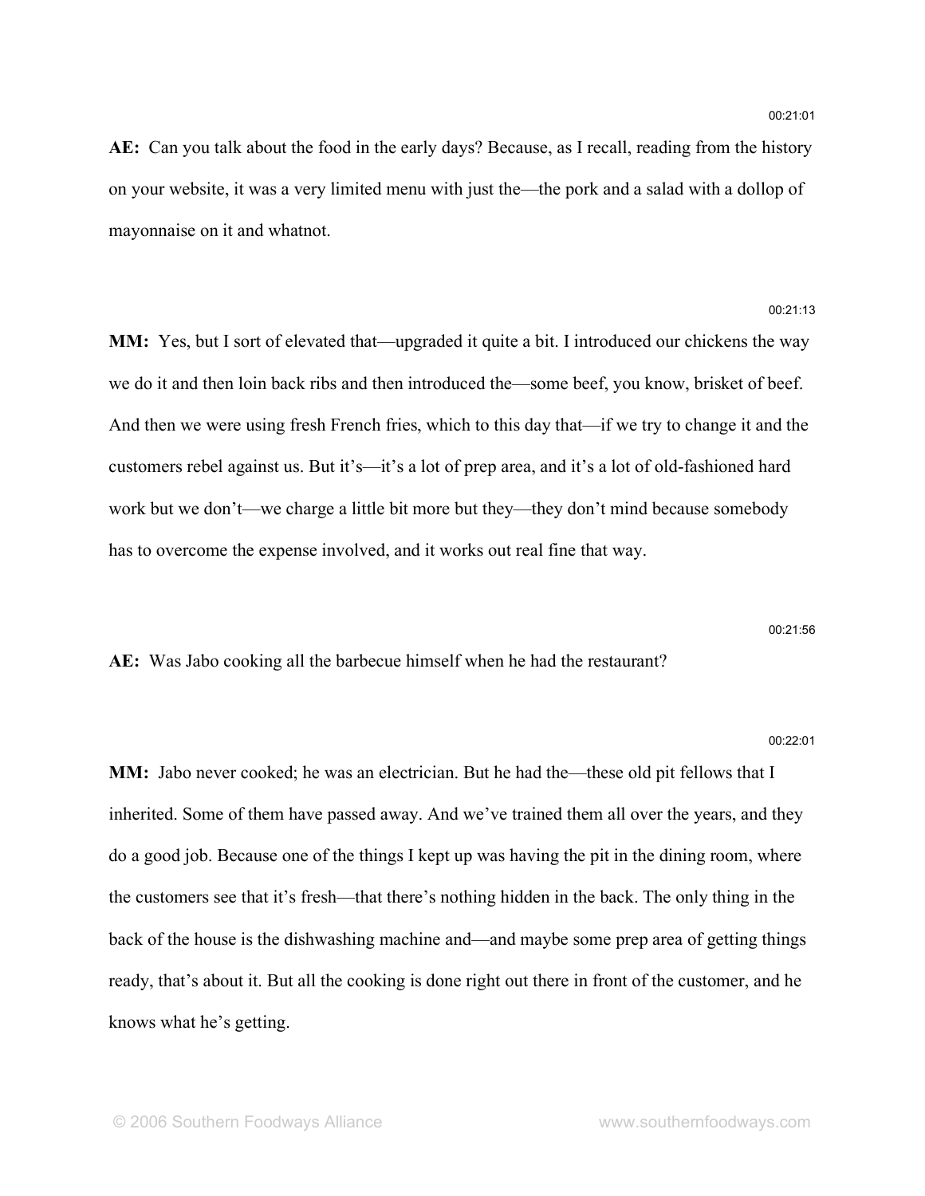00:21:01

**AE:** Can you talk about the food in the early days? Because, as I recall, reading from the history on your website, it was a very limited menu with just the—the pork and a salad with a dollop of mayonnaise on it and whatnot.

00:21:13

**MM:** Yes, but I sort of elevated that—upgraded it quite a bit. I introduced our chickens the way we do it and then loin back ribs and then introduced the—some beef, you know, brisket of beef. And then we were using fresh French fries, which to this day that—if we try to change it and the customers rebel against us. But it's—it's a lot of prep area, and it's a lot of old-fashioned hard work but we don't—we charge a little bit more but they—they don't mind because somebody has to overcome the expense involved, and it works out real fine that way.

00:21:56

**AE:** Was Jabo cooking all the barbecue himself when he had the restaurant?

00:22:01

**MM:** Jabo never cooked; he was an electrician. But he had the—these old pit fellows that I inherited. Some of them have passed away. And we've trained them all over the years, and they do a good job. Because one of the things I kept up was having the pit in the dining room, where the customers see that it's fresh—that there's nothing hidden in the back. The only thing in the back of the house is the dishwashing machine and—and maybe some prep area of getting things ready, that's about it. But all the cooking is done right out there in front of the customer, and he knows what he's getting.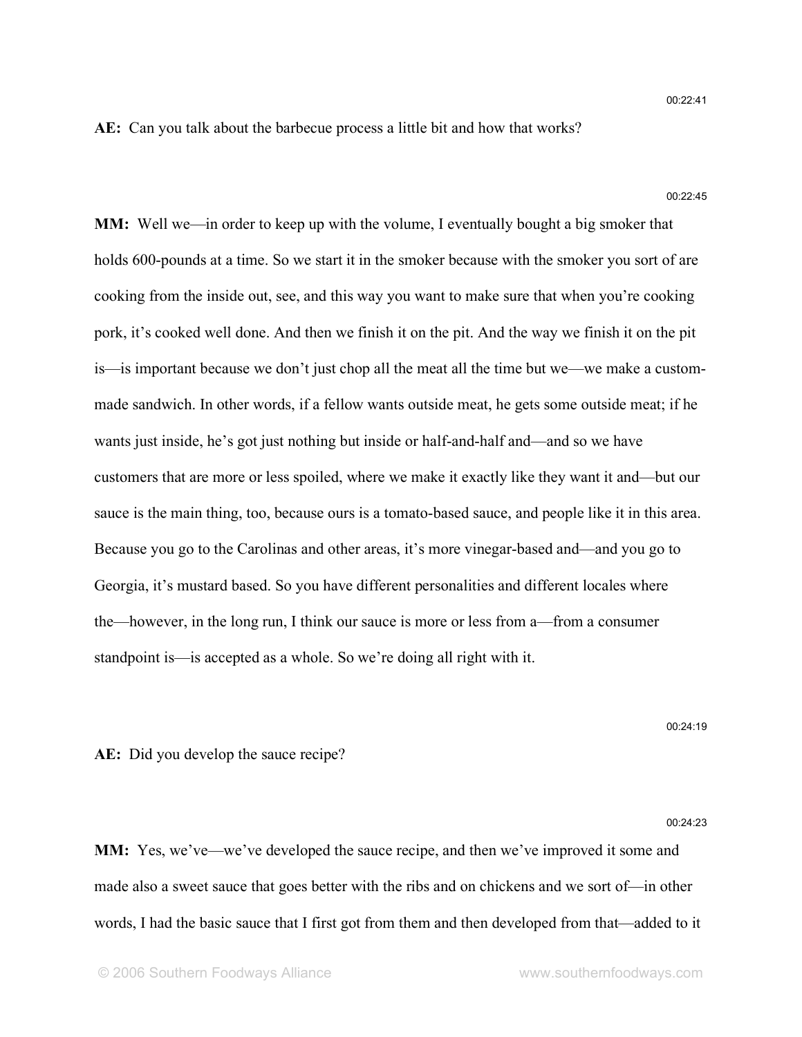00:22:41

**AE:** Can you talk about the barbecue process a little bit and how that works?

00:22:45

**MM:** Well we—in order to keep up with the volume, I eventually bought a big smoker that holds 600-pounds at a time. So we start it in the smoker because with the smoker you sort of are cooking from the inside out, see, and this way you want to make sure that when you're cooking pork, it's cooked well done. And then we finish it on the pit. And the way we finish it on the pit is—is important because we don't just chop all the meat all the time but we—we make a custom-made sandwich. In other words, if a fellow wants outside meat, he gets some outside meat; if he wants just inside, he's got just nothing but inside or half-and-half and—and so we have customers that are more or less spoiled, where we make it exactly like they want it and—but our sauce is the main thing, too, because ours is a tomato-based sauce, and people like it in this area. Because you go to the Carolinas and other areas, it's more vinegar-based and—and you go to Georgia, it's mustard based. So you have different personalities and different locales where the—however, in the long run, I think our sauce is more or less from a—from a consumer standpoint is—is accepted as a whole. So we're doing all right with it.

00:24:19

**AE:** Did you develop the sauce recipe?

00:24:23

**MM:** Yes, we've—we've developed the sauce recipe, and then we've improved it some and made also a sweet sauce that goes better with the ribs and on chickens and we sort of—in other words, I had the basic sauce that I first got from them and then developed from that—added to it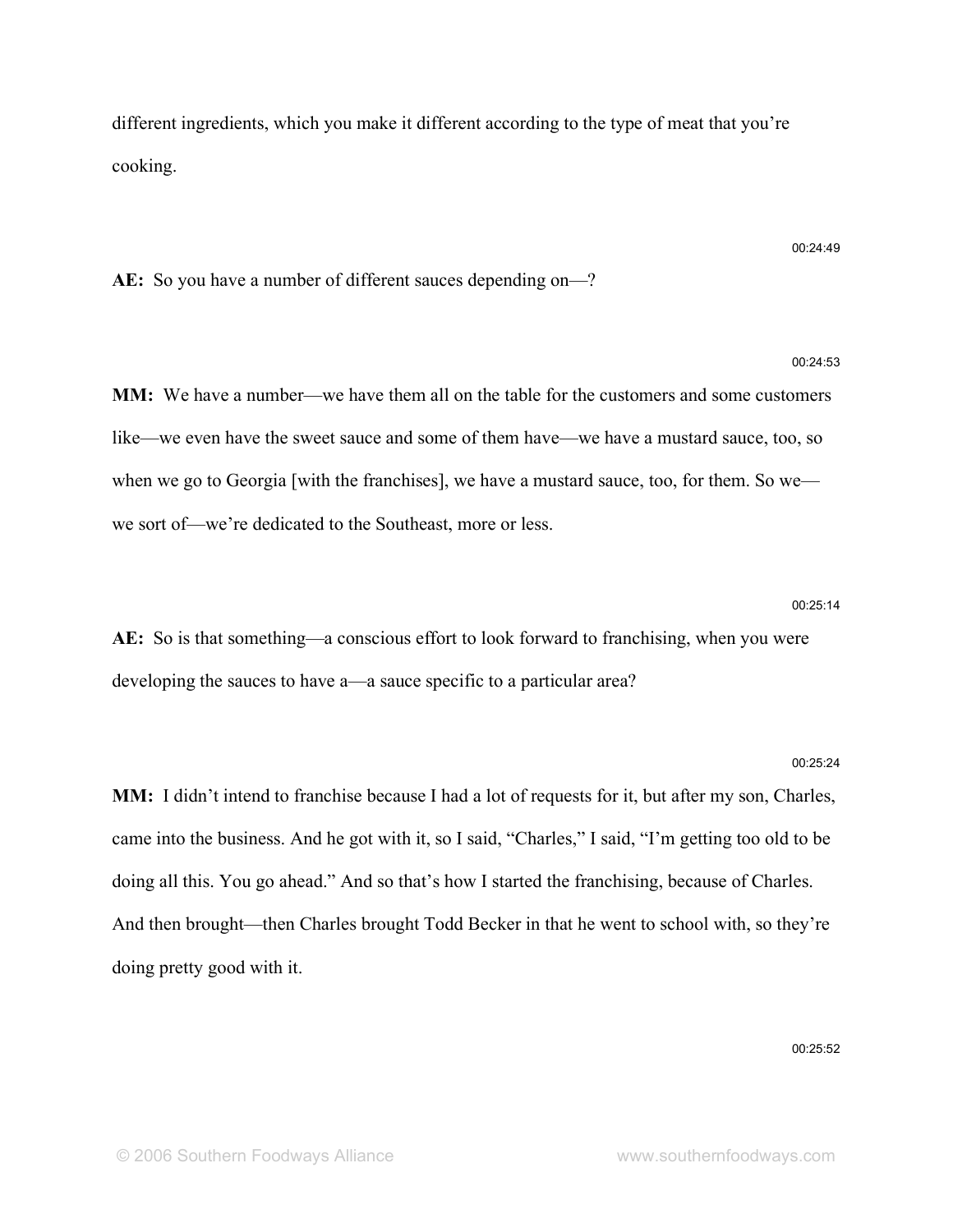different ingredients, which you make it different according to the type of meat that you're cooking.

00:24:49

**AE:** So you have a number of different sauces depending on—?

00:24:53

**MM:** We have a number—we have them all on the table for the customers and some customers like—we even have the sweet sauce and some of them have—we have a mustard sauce, too, so when we go to Georgia [with the franchises], we have a mustard sauce, too, for them. So we—we sort of—we're dedicated to the Southeast, more or less.

00:25:14

**AE:** So is that something—a conscious effort to look forward to franchising, when you were developing the sauces to have a—a sauce specific to a particular area?

00:25:24

**MM:** I didn't intend to franchise because I had a lot of requests for it, but after my son, Charles, came into the business. And he got with it, so I said, "Charles," I said, "I'm getting too old to be doing all this. You go ahead." And so that's how I started the franchising, because of Charles. And then brought—then Charles brought Todd Becker in that he went to school with, so they're doing pretty good with it.

00:25:52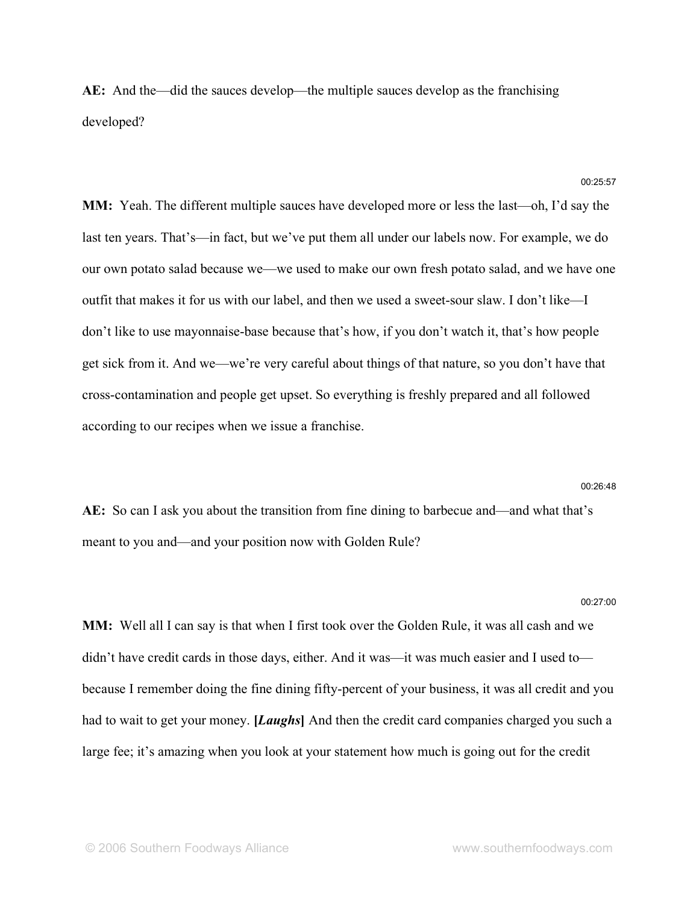**AE:** And the—did the sauces develop—the multiple sauces develop as the franchising developed?

00:25:57

**MM:** Yeah. The different multiple sauces have developed more or less the last—oh, I'd say the last ten years. That's—in fact, but we've put them all under our labels now. For example, we do our own potato salad because we—we used to make our own fresh potato salad, and we have one outfit that makes it for us with our label, and then we used a sweet-sour slaw. I don't like—I don't like to use mayonnaise-base because that's how, if you don't watch it, that's how people get sick from it. And we—we're very careful about things of that nature, so you don't have that cross-contamination and people get upset. So everything is freshly prepared and all followed according to our recipes when we issue a franchise.

00:26:48

**AE:** So can I ask you about the transition from fine dining to barbecue and—and what that's meant to you and—and your position now with Golden Rule?

00:27:00

**MM:** Well all I can say is that when I first took over the Golden Rule, it was all cash and we didn't have credit cards in those days, either. And it was—it was much easier and I used to—because I remember doing the fine dining fifty-percent of your business, it was all credit and you had to wait to get your money. **[*Laughs*]** And then the credit card companies charged you such a large fee; it's amazing when you look at your statement how much is going out for the credit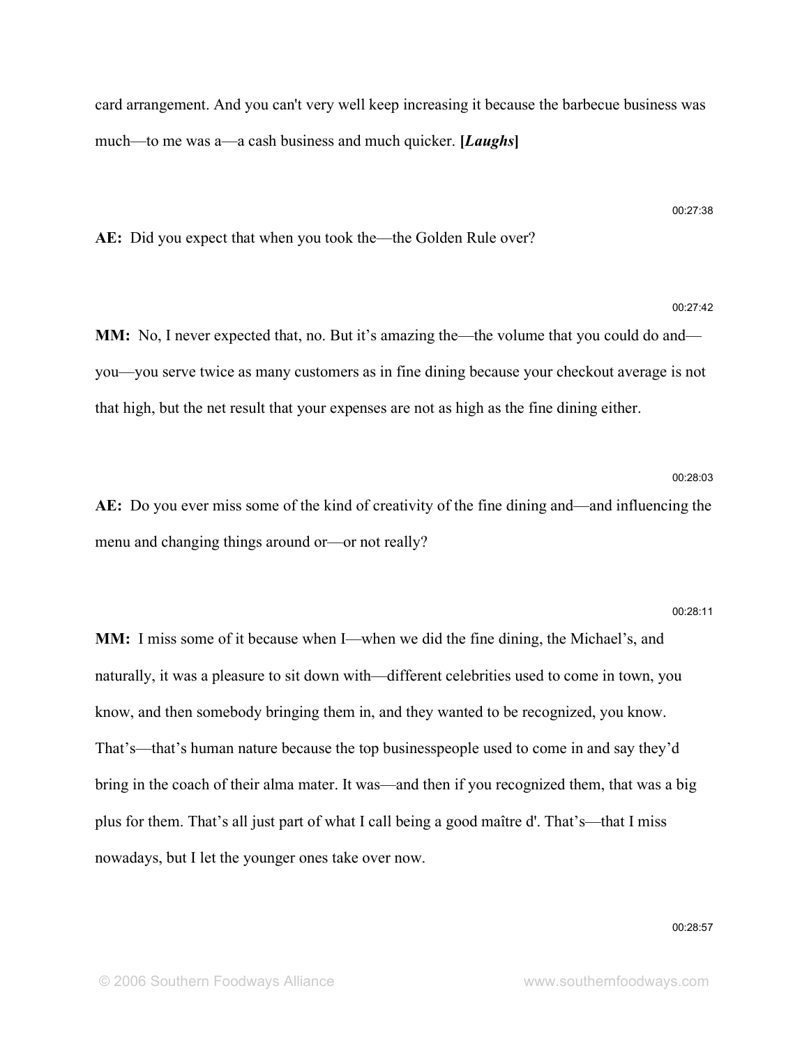card arrangement. And you can't very well keep increasing it because the barbecue business was much—to me was a—a cash business and much quicker. **[*Laughs*]**

00:27:38

**AE:** Did you expect that when you took the—the Golden Rule over?

00:27:42

**MM:** No, I never expected that, no. But it's amazing the—the volume that you could do and—you—you serve twice as many customers as in fine dining because your checkout average is not that high, but the net result that your expenses are not as high as the fine dining either.

00:28:03

**AE:** Do you ever miss some of the kind of creativity of the fine dining and—and influencing the menu and changing things around or—or not really?

00:28:11

**MM:** I miss some of it because when I—when we did the fine dining, the Michael's, and naturally, it was a pleasure to sit down with—different celebrities used to come in town, you know, and then somebody bringing them in, and they wanted to be recognized, you know. That's—that's human nature because the top businesspeople used to come in and say they'd bring in the coach of their alma mater. It was—and then if you recognized them, that was a big plus for them. That's all just part of what I call being a good maître d'. That's—that I miss nowadays, but I let the younger ones take over now.

00:28:57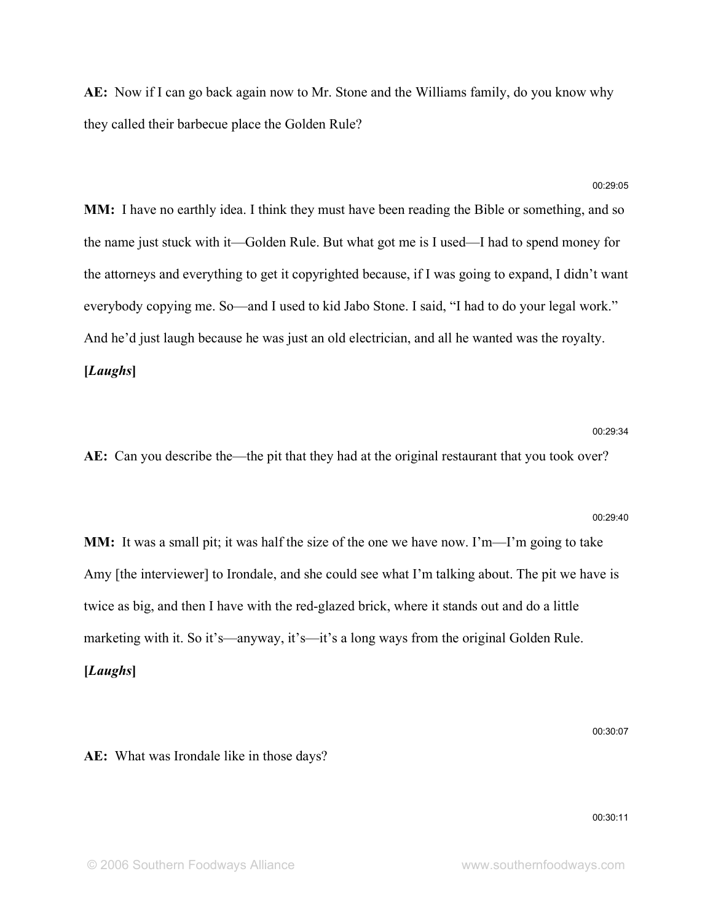**AE:** Now if I can go back again now to Mr. Stone and the Williams family, do you know why they called their barbecue place the Golden Rule?

00:29:05

**MM:** I have no earthly idea. I think they must have been reading the Bible or something, and so the name just stuck with it—Golden Rule. But what got me is I used—I had to spend money for the attorneys and everything to get it copyrighted because, if I was going to expand, I didn't want everybody copying me. So—and I used to kid Jabo Stone. I said, "I had to do your legal work." And he'd just laugh because he was just an old electrician, and all he wanted was the royalty. **[*Laughs*]**

00:29:34

**AE:** Can you describe the—the pit that they had at the original restaurant that you took over?

00:29:40

**MM:** It was a small pit; it was half the size of the one we have now. I'm—I'm going to take Amy [the interviewer] to Irondale, and she could see what I'm talking about. The pit we have is twice as big, and then I have with the red-glazed brick, where it stands out and do a little marketing with it. So it's—anyway, it's—it's a long ways from the original Golden Rule. **[*Laughs*]**

00:30:07

**AE:** What was Irondale like in those days?

00:30:11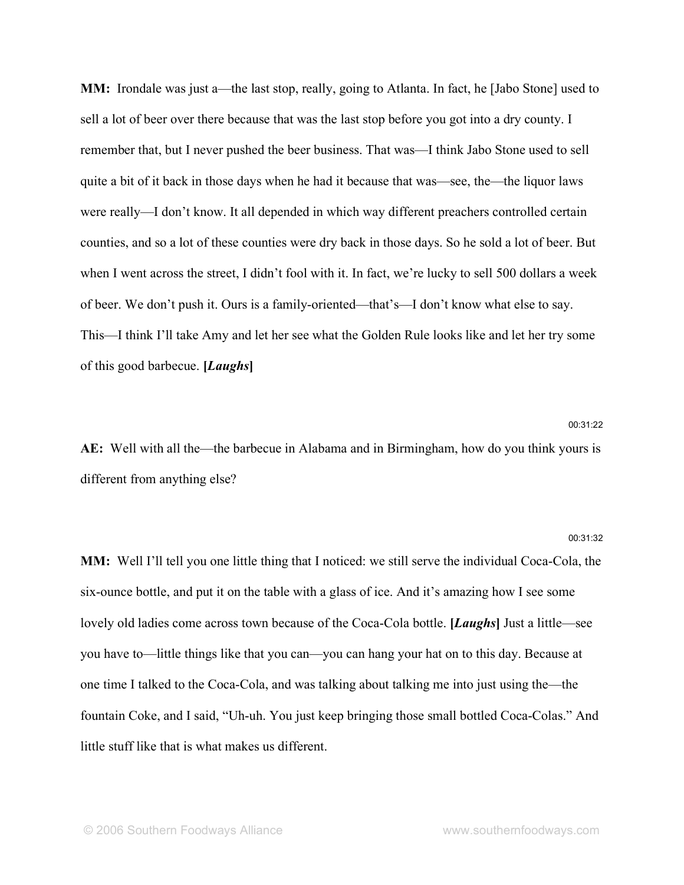**MM:** Irondale was just a—the last stop, really, going to Atlanta. In fact, he [Jabo Stone] used to sell a lot of beer over there because that was the last stop before you got into a dry county. I remember that, but I never pushed the beer business. That was—I think Jabo Stone used to sell quite a bit of it back in those days when he had it because that was—see, the—the liquor laws were really—I don't know. It all depended in which way different preachers controlled certain counties, and so a lot of these counties were dry back in those days. So he sold a lot of beer. But when I went across the street, I didn't fool with it. In fact, we're lucky to sell 500 dollars a week of beer. We don't push it. Ours is a family-oriented—that's—I don't know what else to say. This—I think I'll take Amy and let her see what the Golden Rule looks like and let her try some of this good barbecue. **[*Laughs*]**

00:31:22

**AE:** Well with all the—the barbecue in Alabama and in Birmingham, how do you think yours is different from anything else?

00:31:32

**MM:** Well I'll tell you one little thing that I noticed: we still serve the individual Coca-Cola, the six-ounce bottle, and put it on the table with a glass of ice. And it's amazing how I see some lovely old ladies come across town because of the Coca-Cola bottle. **[*Laughs*]** Just a little—see you have to—little things like that you can—you can hang your hat on to this day. Because at one time I talked to the Coca-Cola, and was talking about talking me into just using the—the fountain Coke, and I said, "Uh-uh. You just keep bringing those small bottled Coca-Colas." And little stuff like that is what makes us different.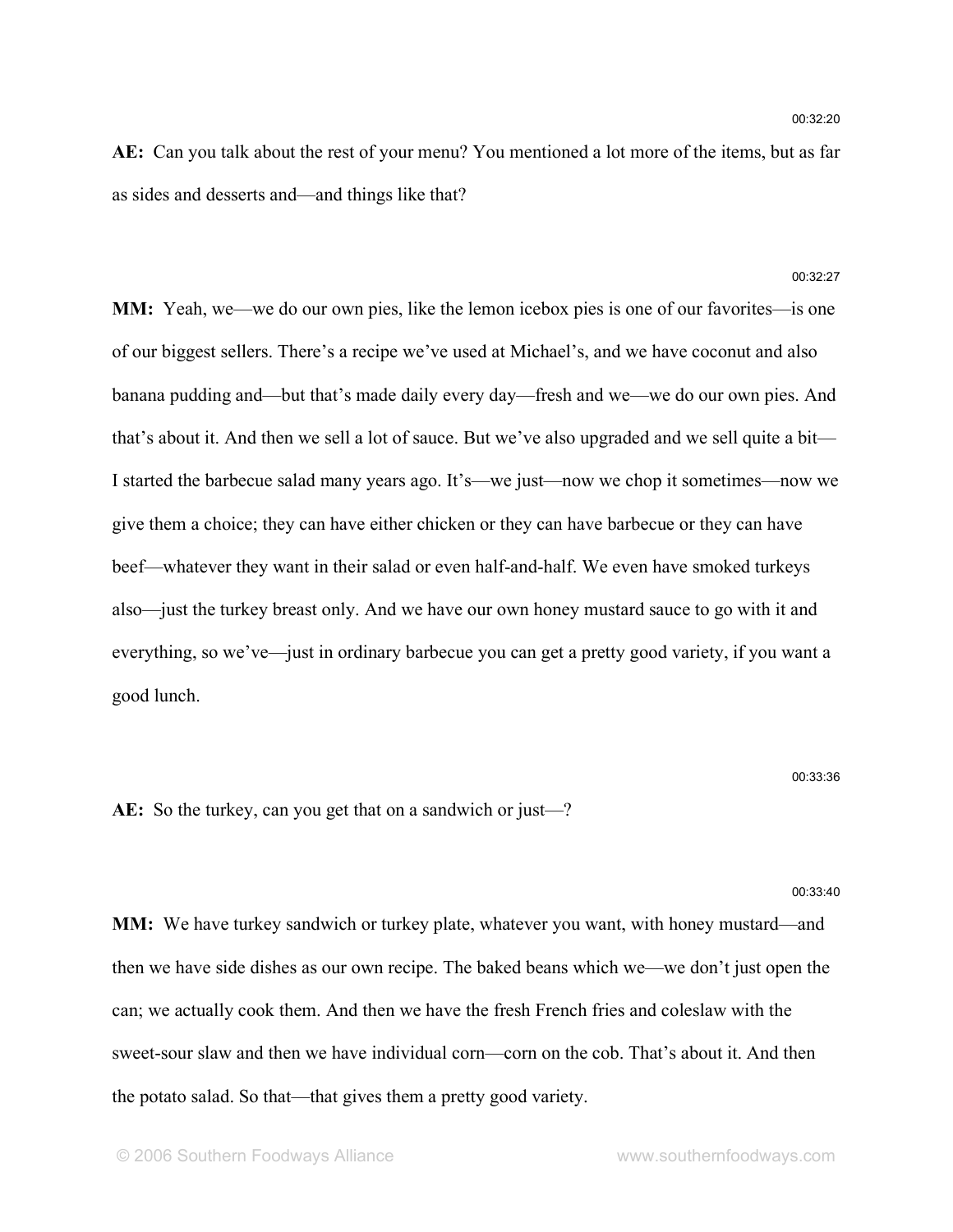00:32:20

**AE:** Can you talk about the rest of your menu? You mentioned a lot more of the items, but as far as sides and desserts and—and things like that?

00:32:27

**MM:** Yeah, we—we do our own pies, like the lemon icebox pies is one of our favorites—is one of our biggest sellers. There's a recipe we've used at Michael's, and we have coconut and also banana pudding and—but that's made daily every day—fresh and we—we do our own pies. And that's about it. And then we sell a lot of sauce. But we've also upgraded and we sell quite a bit—I started the barbecue salad many years ago. It's—we just—now we chop it sometimes—now we give them a choice; they can have either chicken or they can have barbecue or they can have beef—whatever they want in their salad or even half-and-half. We even have smoked turkeys also—just the turkey breast only. And we have our own honey mustard sauce to go with it and everything, so we've—just in ordinary barbecue you can get a pretty good variety, if you want a good lunch.

00:33:36

**AE:** So the turkey, can you get that on a sandwich or just—?

00:33:40

**MM:** We have turkey sandwich or turkey plate, whatever you want, with honey mustard—and then we have side dishes as our own recipe. The baked beans which we—we don't just open the can; we actually cook them. And then we have the fresh French fries and coleslaw with the sweet-sour slaw and then we have individual corn—corn on the cob. That's about it. And then the potato salad. So that—that gives them a pretty good variety.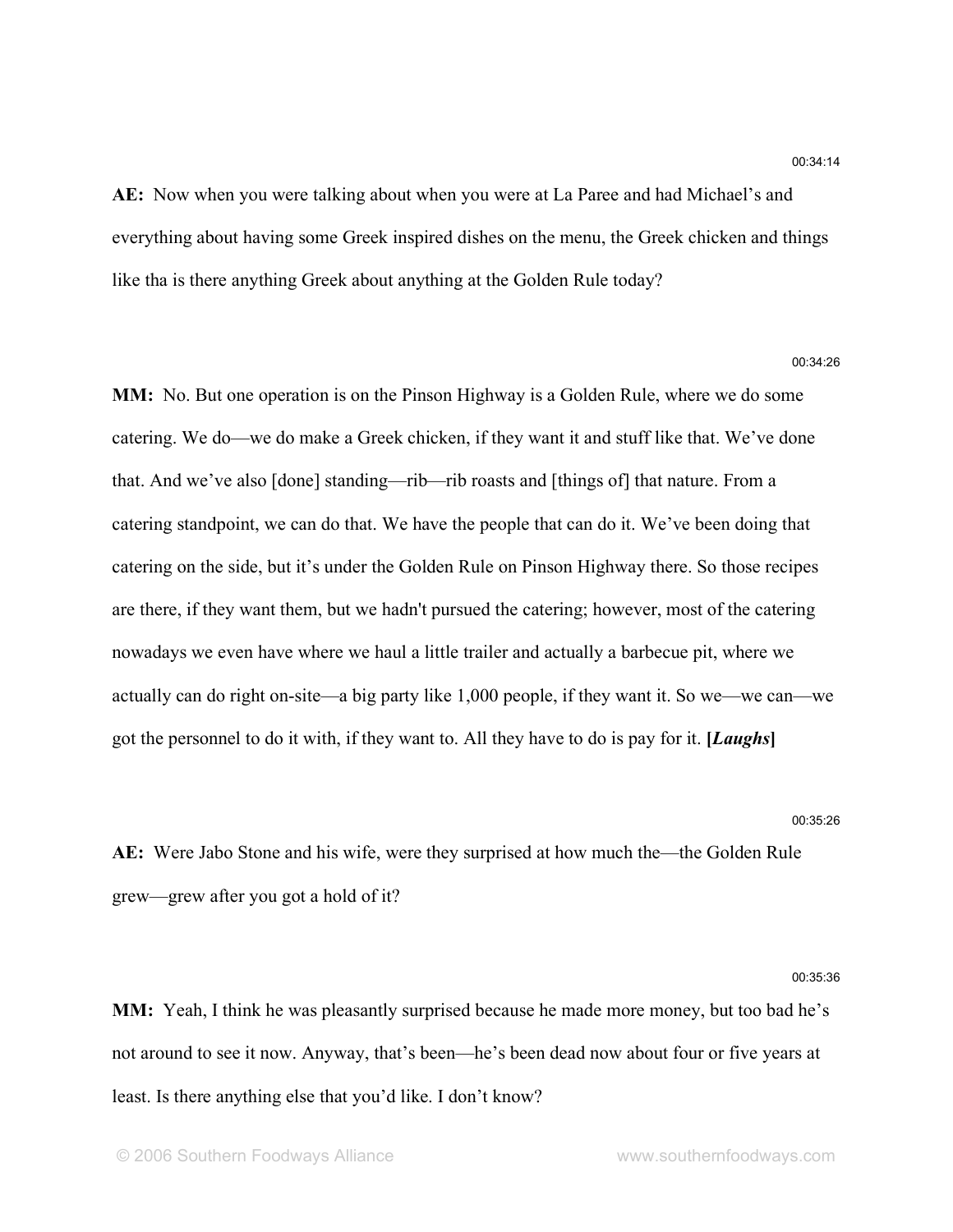00:34:14

**AE:** Now when you were talking about when you were at La Paree and had Michael's and everything about having some Greek inspired dishes on the menu, the Greek chicken and things like tha is there anything Greek about anything at the Golden Rule today?

00:34:26

**MM:** No. But one operation is on the Pinson Highway is a Golden Rule, where we do some catering. We do—we do make a Greek chicken, if they want it and stuff like that. We've done that. And we've also [done] standing—rib—rib roasts and [things of] that nature. From a catering standpoint, we can do that. We have the people that can do it. We've been doing that catering on the side, but it's under the Golden Rule on Pinson Highway there. So those recipes are there, if they want them, but we hadn't pursued the catering; however, most of the catering nowadays we even have where we haul a little trailer and actually a barbecue pit, where we actually can do right on-site—a big party like 1,000 people, if they want it. So we—we can—we got the personnel to do it with, if they want to. All they have to do is pay for it. **[*Laughs*]**

00:35:26

**AE:** Were Jabo Stone and his wife, were they surprised at how much the—the Golden Rule grew—grew after you got a hold of it?

00:35:36

**MM:** Yeah, I think he was pleasantly surprised because he made more money, but too bad he's not around to see it now. Anyway, that's been—he's been dead now about four or five years at least. Is there anything else that you'd like. I don't know?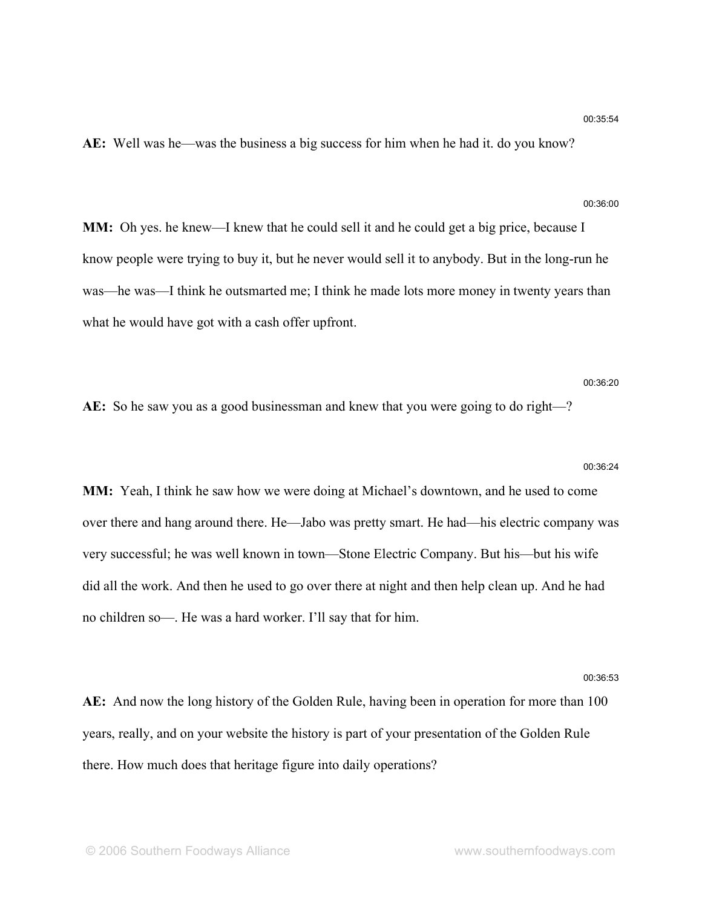00:35:54

**AE:** Well was he—was the business a big success for him when he had it. do you know?

00:36:00

**MM:** Oh yes. he knew—I knew that he could sell it and he could get a big price, because I know people were trying to buy it, but he never would sell it to anybody. But in the long-run he was—he was—I think he outsmarted me; I think he made lots more money in twenty years than what he would have got with a cash offer upfront.

00:36:20

**AE:** So he saw you as a good businessman and knew that you were going to do right—?

00:36:24

**MM:** Yeah, I think he saw how we were doing at Michael's downtown, and he used to come over there and hang around there. He—Jabo was pretty smart. He had—his electric company was very successful; he was well known in town—Stone Electric Company. But his—but his wife did all the work. And then he used to go over there at night and then help clean up. And he had no children so—. He was a hard worker. I'll say that for him.

00:36:53

**AE:** And now the long history of the Golden Rule, having been in operation for more than 100 years, really, and on your website the history is part of your presentation of the Golden Rule there. How much does that heritage figure into daily operations?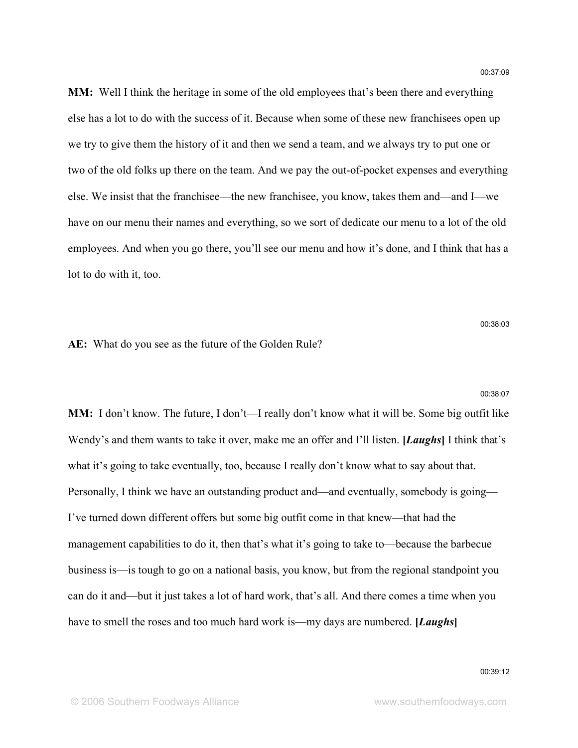00:37:09

**MM:** Well I think the heritage in some of the old employees that's been there and everything else has a lot to do with the success of it. Because when some of these new franchisees open up we try to give them the history of it and then we send a team, and we always try to put one or two of the old folks up there on the team. And we pay the out-of-pocket expenses and everything else. We insist that the franchisee—the new franchisee, you know, takes them and—and I—we have on our menu their names and everything, so we sort of dedicate our menu to a lot of the old employees. And when you go there, you'll see our menu and how it's done, and I think that has a lot to do with it, too.

00:38:03

**AE:** What do you see as the future of the Golden Rule?

00:38:07

**MM:** I don't know. The future, I don't—I really don't know what it will be. Some big outfit like Wendy's and them wants to take it over, make me an offer and I'll listen. **[*Laughs*]** I think that's what it's going to take eventually, too, because I really don't know what to say about that. Personally, I think we have an outstanding product and—and eventually, somebody is going—I've turned down different offers but some big outfit come in that knew—that had the management capabilities to do it, then that's what it's going to take to—because the barbecue business is—is tough to go on a national basis, you know, but from the regional standpoint you can do it and—but it just takes a lot of hard work, that's all. And there comes a time when you have to smell the roses and too much hard work is—my days are numbered. **[*Laughs*]**

00:39:12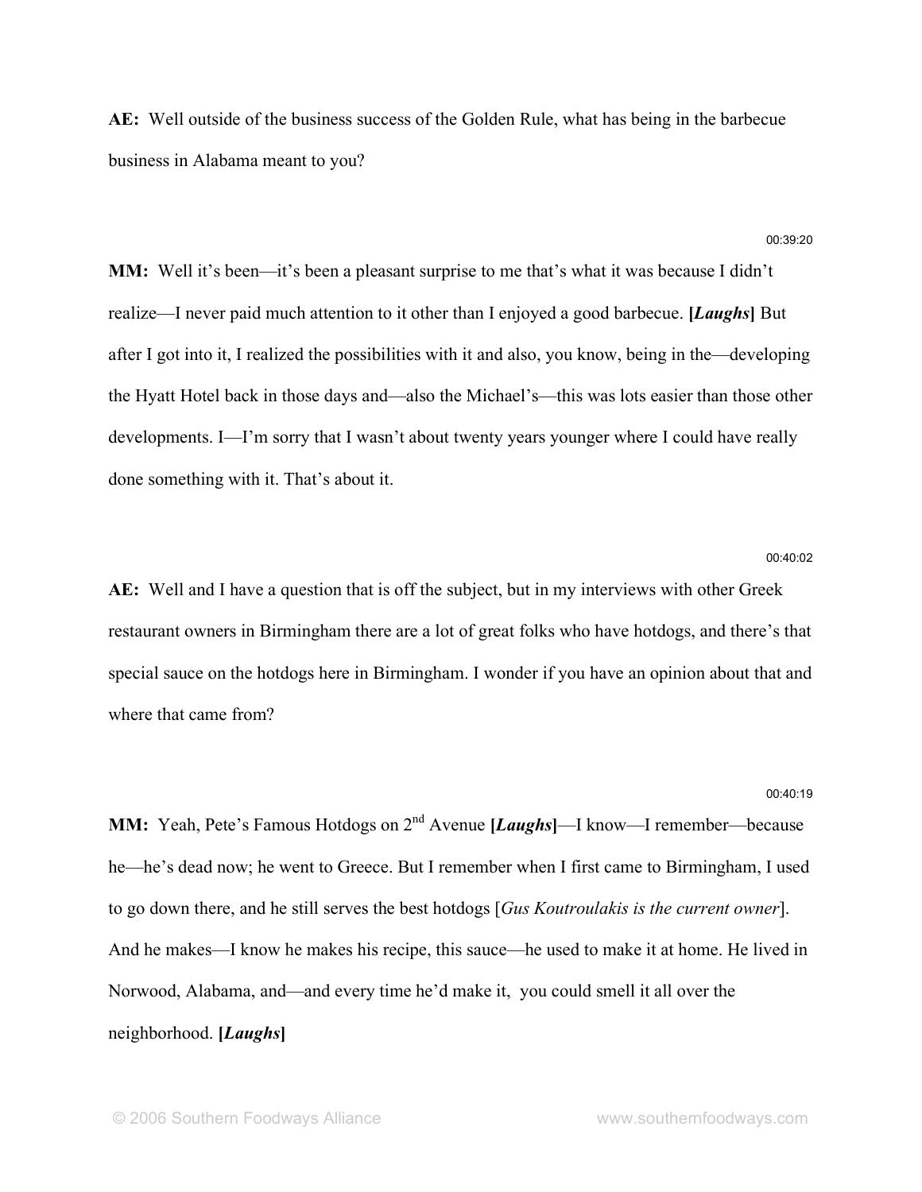**AE:** Well outside of the business success of the Golden Rule, what has being in the barbecue business in Alabama meant to you?

00:39:20

**MM:** Well it's been—it's been a pleasant surprise to me that's what it was because I didn't realize—I never paid much attention to it other than I enjoyed a good barbecue. ***[Laughs]*** But after I got into it, I realized the possibilities with it and also, you know, being in the—developing the Hyatt Hotel back in those days and—also the Michael's—this was lots easier than those other developments. I—I'm sorry that I wasn't about twenty years younger where I could have really done something with it. That's about it.

00:40:02

**AE:** Well and I have a question that is off the subject, but in my interviews with other Greek restaurant owners in Birmingham there are a lot of great folks who have hotdogs, and there's that special sauce on the hotdogs here in Birmingham. I wonder if you have an opinion about that and where that came from?

00:40:19

**MM:** Yeah, Pete's Famous Hotdogs on 2nd Avenue ***[Laughs]***—I know—I remember—because he—he's dead now; he went to Greece. But I remember when I first came to Birmingham, I used to go down there, and he still serves the best hotdogs [*Gus Koutroulakis is the current owner*]. And he makes—I know he makes his recipe, this sauce—he used to make it at home. He lived in Norwood, Alabama, and—and every time he'd make it, you could smell it all over the neighborhood. ***[Laughs]***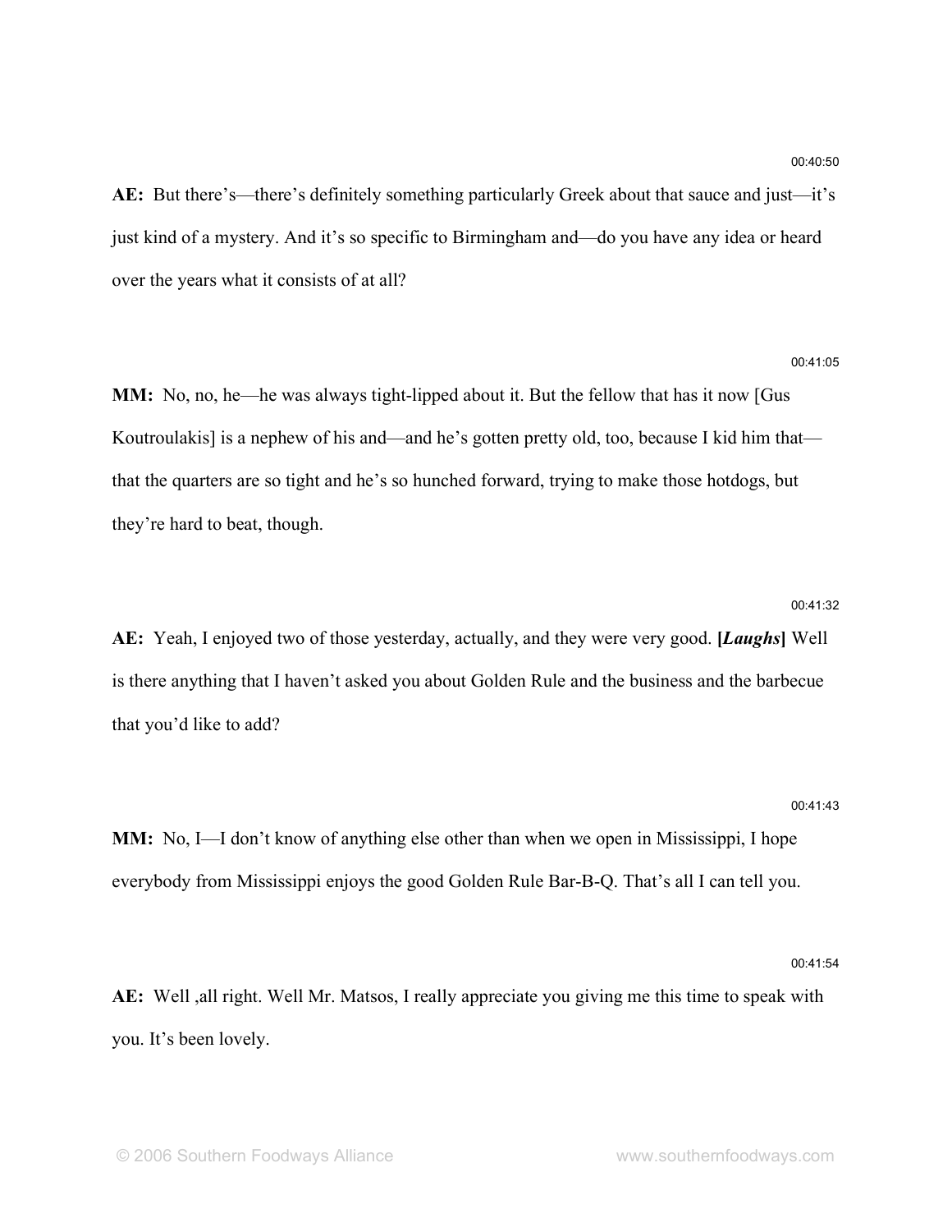00:40:50

**AE:** But there's—there's definitely something particularly Greek about that sauce and just—it's just kind of a mystery. And it's so specific to Birmingham and—do you have any idea or heard over the years what it consists of at all?

00:41:05

**MM:** No, no, he—he was always tight-lipped about it. But the fellow that has it now [Gus Koutroulakis] is a nephew of his and—and he's gotten pretty old, too, because I kid him that—that the quarters are so tight and he's so hunched forward, trying to make those hotdogs, but they're hard to beat, though.

00:41:32

**AE:** Yeah, I enjoyed two of those yesterday, actually, and they were very good. **[*Laughs*]** Well is there anything that I haven't asked you about Golden Rule and the business and the barbecue that you'd like to add?

00:41:43

**MM:** No, I—I don't know of anything else other than when we open in Mississippi, I hope everybody from Mississippi enjoys the good Golden Rule Bar-B-Q. That's all I can tell you.

00:41:54

**AE:** Well ,all right. Well Mr. Matsos, I really appreciate you giving me this time to speak with you. It's been lovely.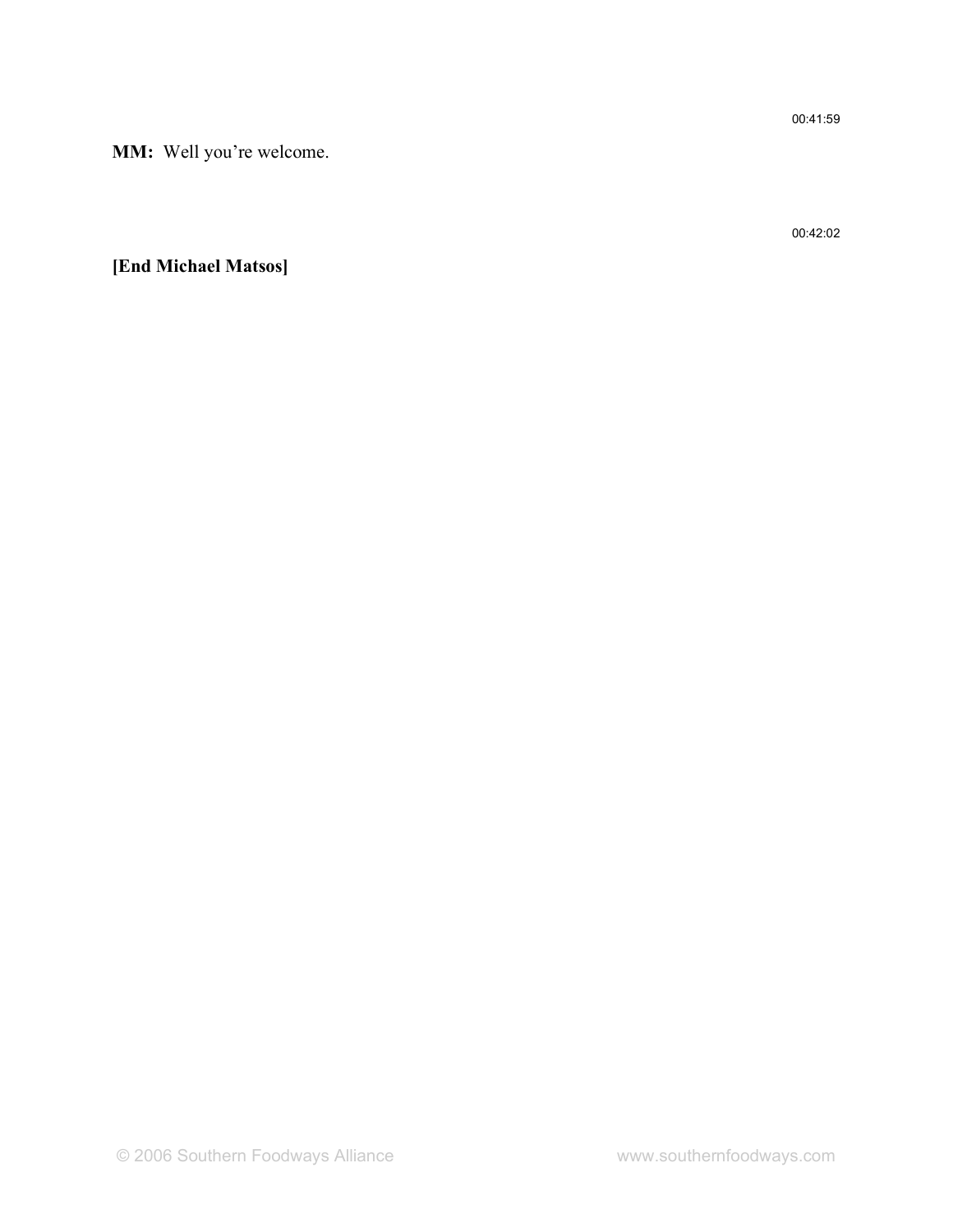00:41:59

**MM:** Well you're welcome.

00:42:02

**[End Michael Matsos]**